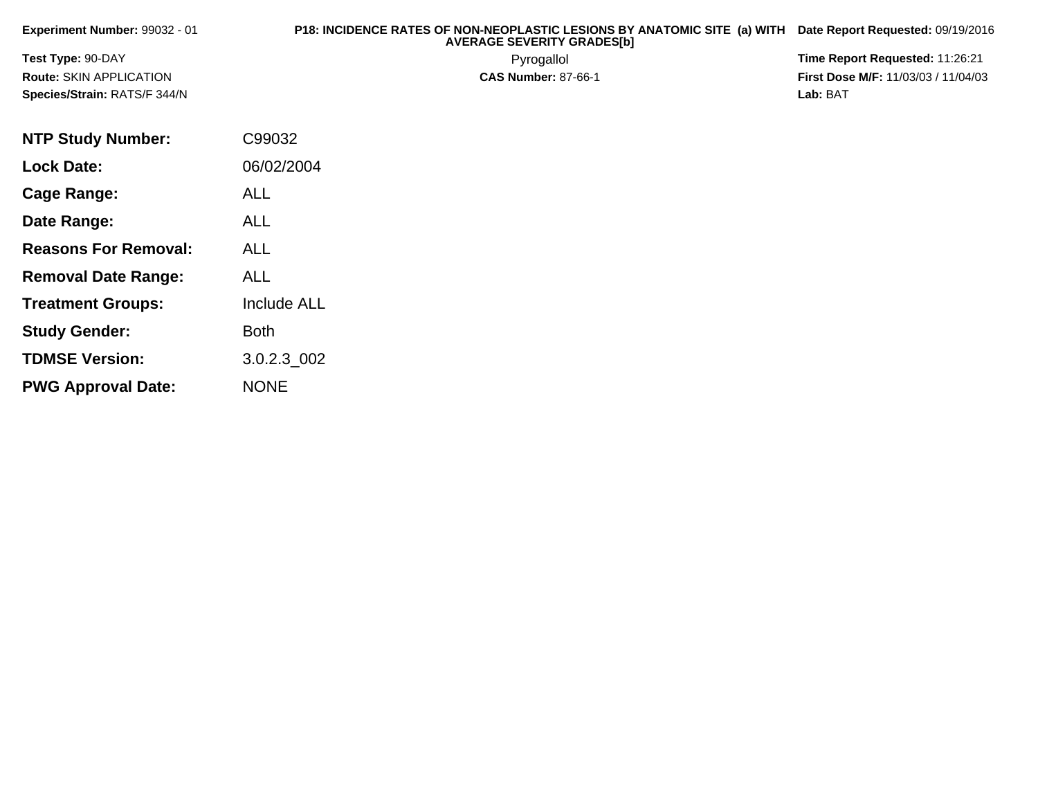**Experiment Number:** 99032 - 01

**P18: INCIDENCE RATES OF NON-NEOPLASTIC LESIONS BY ANATOMIC SITE (a) WITH AVERAGE SEVERITY GRADES[b]**

**Date Report Requested:** 09/19/2016

**Test Type:** 90-DAY

Pyrogallol

**Time Report Requested:** 11:26:21

**Route:** SKIN APPLICATION

**CAS Number:** 87-66-1

**First Dose M/F:** 11/03/03 / 11/04/03

**Species/Strain:** RATS/F 344/N

**Lab:** BAT

| | |
|---|---|
| **NTP Study Number:** | C99032 |
| **Lock Date:** | 06/02/2004 |
| **Cage Range:** | ALL |
| **Date Range:** | ALL |
| **Reasons For Removal:** | ALL |
| **Removal Date Range:** | ALL |
| **Treatment Groups:** | Include ALL |
| **Study Gender:** | Both |
| **TDMSE Version:** | 3.0.2.3_002 |
| **PWG Approval Date:** | NONE |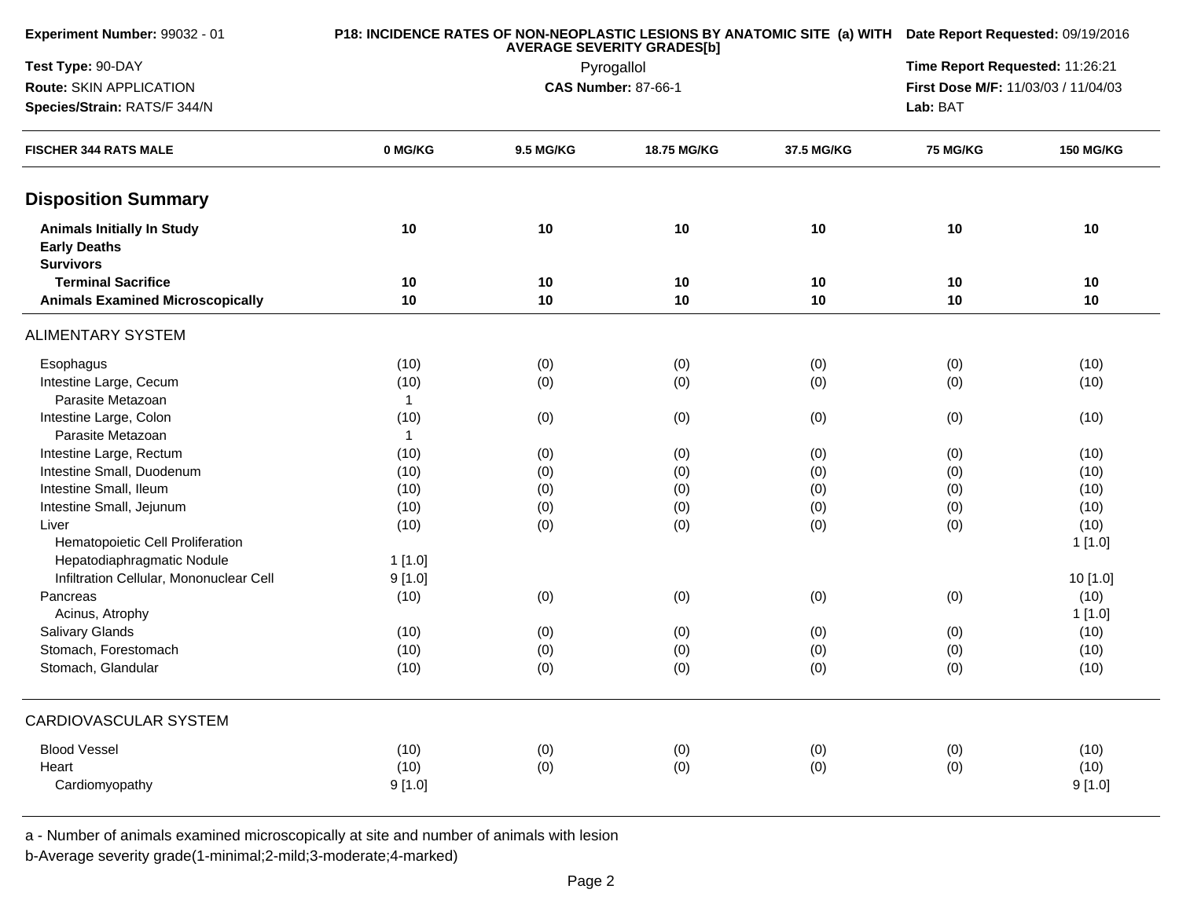**Experiment Number:** 99032 - 01

**P18: INCIDENCE RATES OF NON-NEOPLASTIC LESIONS BY ANATOMIC SITE (a) WITH AVERAGE SEVERITY GRADES[b]**

Pyrogallol

**CAS Number:** 87-66-1

**Date Report Requested:** 09/19/2016

**Time Report Requested:** 11:26:21

**First Dose M/F:** 11/03/03 / 11/04/03

**Lab:** BAT

**Test Type:** 90-DAY

**Route:** SKIN APPLICATION

**Species/Strain:** RATS/F 344/N

| FISCHER 344 RATS MALE | 0 MG/KG | 9.5 MG/KG | 18.75 MG/KG | 37.5 MG/KG | 75 MG/KG | 150 MG/KG |
|---|---|---|---|---|---|---|
| **Disposition Summary** | | | | | | |
| **Animals Initially In Study** | **10** | **10** | **10** | **10** | **10** | **10** |
| **Early Deaths** | | | | | | |
| **Survivors** | | | | | | |
| **Terminal Sacrifice** | **10** | **10** | **10** | **10** | **10** | **10** |
| **Animals Examined Microscopically** | **10** | **10** | **10** | **10** | **10** | **10** |
| ALIMENTARY SYSTEM | | | | | | |
| Esophagus | (10) | (0) | (0) | (0) | (0) | (10) |
| Intestine Large, Cecum | (10) | (0) | (0) | (0) | (0) | (10) |
| Parasite Metazoan | 1 | | | | | |
| Intestine Large, Colon | (10) | (0) | (0) | (0) | (0) | (10) |
| Parasite Metazoan | 1 | | | | | |
| Intestine Large, Rectum | (10) | (0) | (0) | (0) | (0) | (10) |
| Intestine Small, Duodenum | (10) | (0) | (0) | (0) | (0) | (10) |
| Intestine Small, Ileum | (10) | (0) | (0) | (0) | (0) | (10) |
| Intestine Small, Jejunum | (10) | (0) | (0) | (0) | (0) | (10) |
| Liver | (10) | (0) | (0) | (0) | (0) | (10) |
| Hematopoietic Cell Proliferation | | | | | | 1 [1.0] |
| Hepatodiaphragmatic Nodule | 1 [1.0] | | | | | |
| Infiltration Cellular, Mononuclear Cell | 9 [1.0] | | | | | 10 [1.0] |
| Pancreas | (10) | (0) | (0) | (0) | (0) | (10) |
| Acinus, Atrophy | | | | | | 1 [1.0] |
| Salivary Glands | (10) | (0) | (0) | (0) | (0) | (10) |
| Stomach, Forestomach | (10) | (0) | (0) | (0) | (0) | (10) |
| Stomach, Glandular | (10) | (0) | (0) | (0) | (0) | (10) |
| CARDIOVASCULAR SYSTEM | | | | | | |
| Blood Vessel | (10) | (0) | (0) | (0) | (0) | (10) |
| Heart | (10) | (0) | (0) | (0) | (0) | (10) |
| Cardiomyopathy | 9 [1.0] | | | | | 9 [1.0] |

a - Number of animals examined microscopically at site and number of animals with lesion

b-Average severity grade(1-minimal;2-mild;3-moderate;4-marked)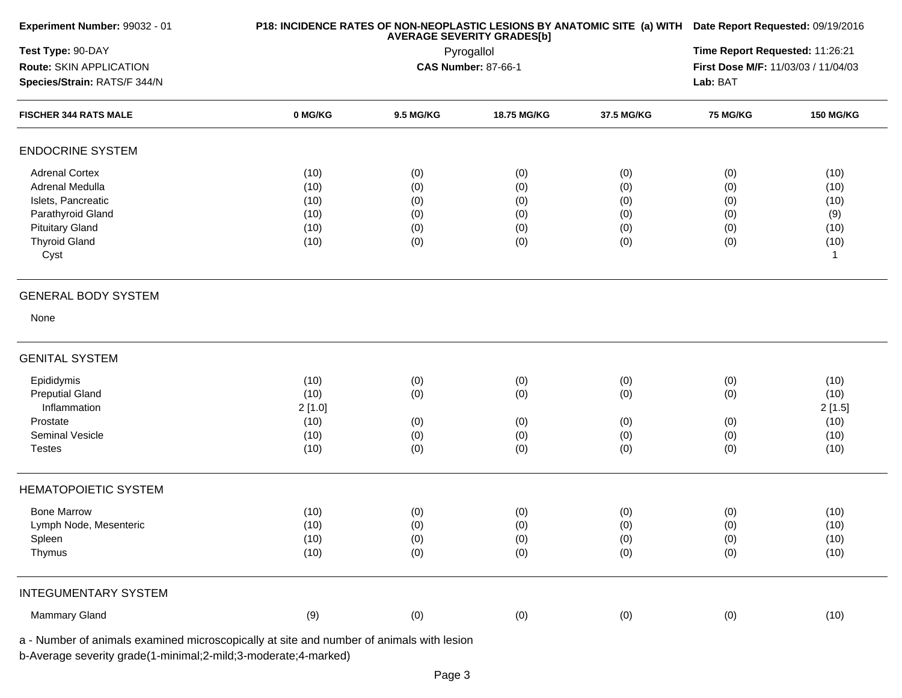**Experiment Number:** 99032 - 01

**Test Type:** 90-DAY

**Route:** SKIN APPLICATION

**Species/Strain:** RATS/F 344/N

**P18: INCIDENCE RATES OF NON-NEOPLASTIC LESIONS BY ANATOMIC SITE (a) WITH AVERAGE SEVERITY GRADES[b]**

Pyrogallol

**CAS Number:** 87-66-1

**Date Report Requested:** 09/19/2016

**Time Report Requested:** 11:26:21

**First Dose M/F:** 11/03/03 / 11/04/03

**Lab:** BAT

| FISCHER 344 RATS MALE | 0 MG/KG | 9.5 MG/KG | 18.75 MG/KG | 37.5 MG/KG | 75 MG/KG | 150 MG/KG |
|---|---|---|---|---|---|---|
| **ENDOCRINE SYSTEM** | | | | | | |
| Adrenal Cortex | (10) | (0) | (0) | (0) | (0) | (10) |
| Adrenal Medulla | (10) | (0) | (0) | (0) | (0) | (10) |
| Islets, Pancreatic | (10) | (0) | (0) | (0) | (0) | (10) |
| Parathyroid Gland | (10) | (0) | (0) | (0) | (0) | (9) |
| Pituitary Gland | (10) | (0) | (0) | (0) | (0) | (10) |
| Thyroid Gland | (10) | (0) | (0) | (0) | (0) | (10) |
| Cyst | | | | | | 1 |
| **GENERAL BODY SYSTEM** | | | | | | |
| None | | | | | | |
| **GENITAL SYSTEM** | | | | | | |
| Epididymis | (10) | (0) | (0) | (0) | (0) | (10) |
| Preputial Gland | (10) | (0) | (0) | (0) | (0) | (10) |
| Inflammation | 2 [1.0] | | | | | 2 [1.5] |
| Prostate | (10) | (0) | (0) | (0) | (0) | (10) |
| Seminal Vesicle | (10) | (0) | (0) | (0) | (0) | (10) |
| Testes | (10) | (0) | (0) | (0) | (0) | (10) |
| **HEMATOPOIETIC SYSTEM** | | | | | | |
| Bone Marrow | (10) | (0) | (0) | (0) | (0) | (10) |
| Lymph Node, Mesenteric | (10) | (0) | (0) | (0) | (0) | (10) |
| Spleen | (10) | (0) | (0) | (0) | (0) | (10) |
| Thymus | (10) | (0) | (0) | (0) | (0) | (10) |
| **INTEGUMENTARY SYSTEM** | | | | | | |
| Mammary Gland | (9) | (0) | (0) | (0) | (0) | (10) |

a - Number of animals examined microscopically at site and number of animals with lesion

b-Average severity grade(1-minimal;2-mild;3-moderate;4-marked)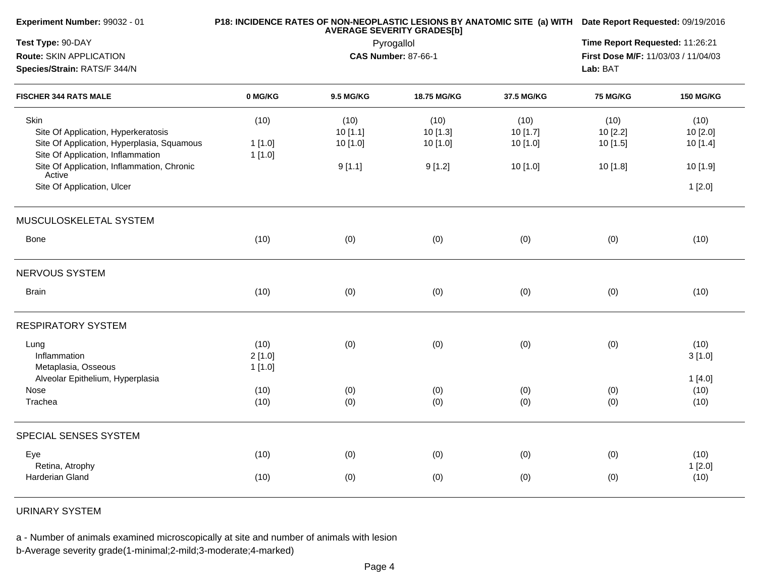**Experiment Number:** 99032 - 01

**Test Type:** 90-DAY

**Route:** SKIN APPLICATION

**Species/Strain:** RATS/F 344/N

**P18: INCIDENCE RATES OF NON-NEOPLASTIC LESIONS BY ANATOMIC SITE (a) WITH AVERAGE SEVERITY GRADES[b]**

Pyrogallol

**CAS Number:** 87-66-1

**Date Report Requested:** 09/19/2016

**Time Report Requested:** 11:26:21

**First Dose M/F:** 11/03/03 / 11/04/03

**Lab:** BAT

| FISCHER 344 RATS MALE | 0 MG/KG | 9.5 MG/KG | 18.75 MG/KG | 37.5 MG/KG | 75 MG/KG | 150 MG/KG |
|---|---|---|---|---|---|---|
| Skin | (10) | (10) | (10) | (10) | (10) | (10) |
| Site Of Application, Hyperkeratosis | | 10 [1.1] | 10 [1.3] | 10 [1.7] | 10 [2.2] | 10 [2.0] |
| Site Of Application, Hyperplasia, Squamous | 1 [1.0] | 10 [1.0] | 10 [1.0] | 10 [1.0] | 10 [1.5] | 10 [1.4] |
| Site Of Application, Inflammation | 1 [1.0] | | | | | |
| Site Of Application, Inflammation, Chronic Active | | 9 [1.1] | 9 [1.2] | 10 [1.0] | 10 [1.8] | 10 [1.9] |
| Site Of Application, Ulcer | | | | | | 1 [2.0] |
| **MUSCULOSKELETAL SYSTEM** | | | | | | |
| Bone | (10) | (0) | (0) | (0) | (0) | (10) |
| **NERVOUS SYSTEM** | | | | | | |
| Brain | (10) | (0) | (0) | (0) | (0) | (10) |
| **RESPIRATORY SYSTEM** | | | | | | |
| Lung | (10) | (0) | (0) | (0) | (0) | (10) |
| Inflammation | 2 [1.0] | | | | | 3 [1.0] |
| Metaplasia, Osseous | 1 [1.0] | | | | | |
| Alveolar Epithelium, Hyperplasia | | | | | | 1 [4.0] |
| Nose | (10) | (0) | (0) | (0) | (0) | (10) |
| Trachea | (10) | (0) | (0) | (0) | (0) | (10) |
| **SPECIAL SENSES SYSTEM** | | | | | | |
| Eye | (10) | (0) | (0) | (0) | (0) | (10) |
| Retina, Atrophy | | | | | | 1 [2.0] |
| Harderian Gland | (10) | (0) | (0) | (0) | (0) | (10) |
| **URINARY SYSTEM** | | | | | | |

a - Number of animals examined microscopically at site and number of animals with lesion

b-Average severity grade(1-minimal;2-mild;3-moderate;4-marked)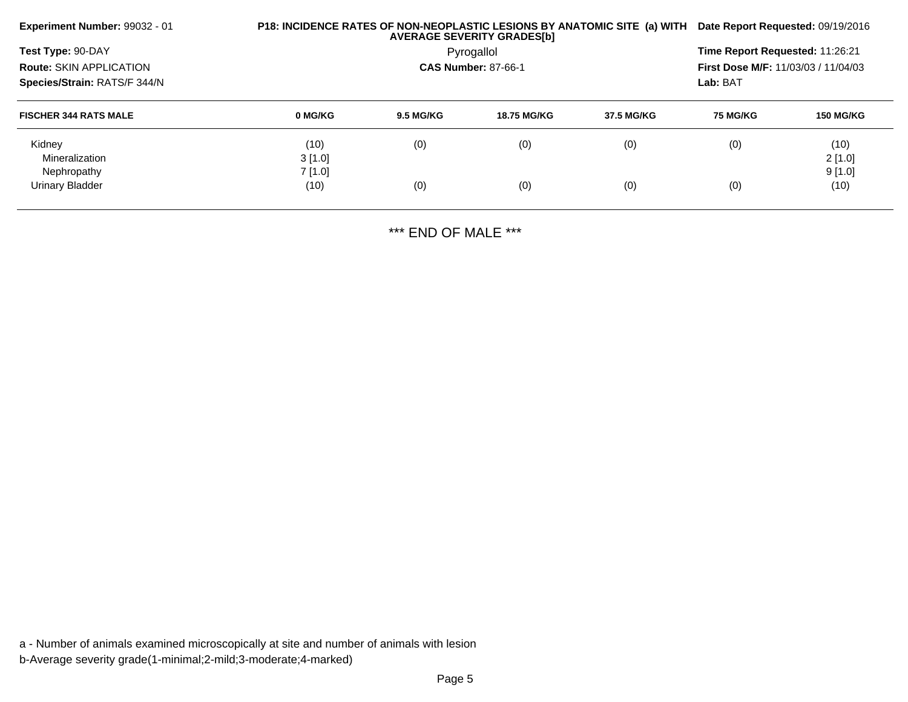**Experiment Number:** 99032 - 01

**Test Type:** 90-DAY

**Route:** SKIN APPLICATION

**Species/Strain:** RATS/F 344/N

**P18: INCIDENCE RATES OF NON-NEOPLASTIC LESIONS BY ANATOMIC SITE (a) WITH AVERAGE SEVERITY GRADES[b]**

Pyrogallol

**CAS Number:** 87-66-1

**Date Report Requested:** 09/19/2016

**Time Report Requested:** 11:26:21

**First Dose M/F:** 11/03/03 / 11/04/03

**Lab:** BAT

| FISCHER 344 RATS MALE | 0 MG/KG | 9.5 MG/KG | 18.75 MG/KG | 37.5 MG/KG | 75 MG/KG | 150 MG/KG |
|---|---|---|---|---|---|---|
| Kidney | (10) | (0) | (0) | (0) | (0) | (10) |
| Mineralization | 3 [1.0] | | | | | 2 [1.0] |
| Nephropathy | 7 [1.0] | | | | | 9 [1.0] |
| Urinary Bladder | (10) | (0) | (0) | (0) | (0) | (10) |

*** END OF MALE ***

a - Number of animals examined microscopically at site and number of animals with lesion

b-Average severity grade(1-minimal;2-mild;3-moderate;4-marked)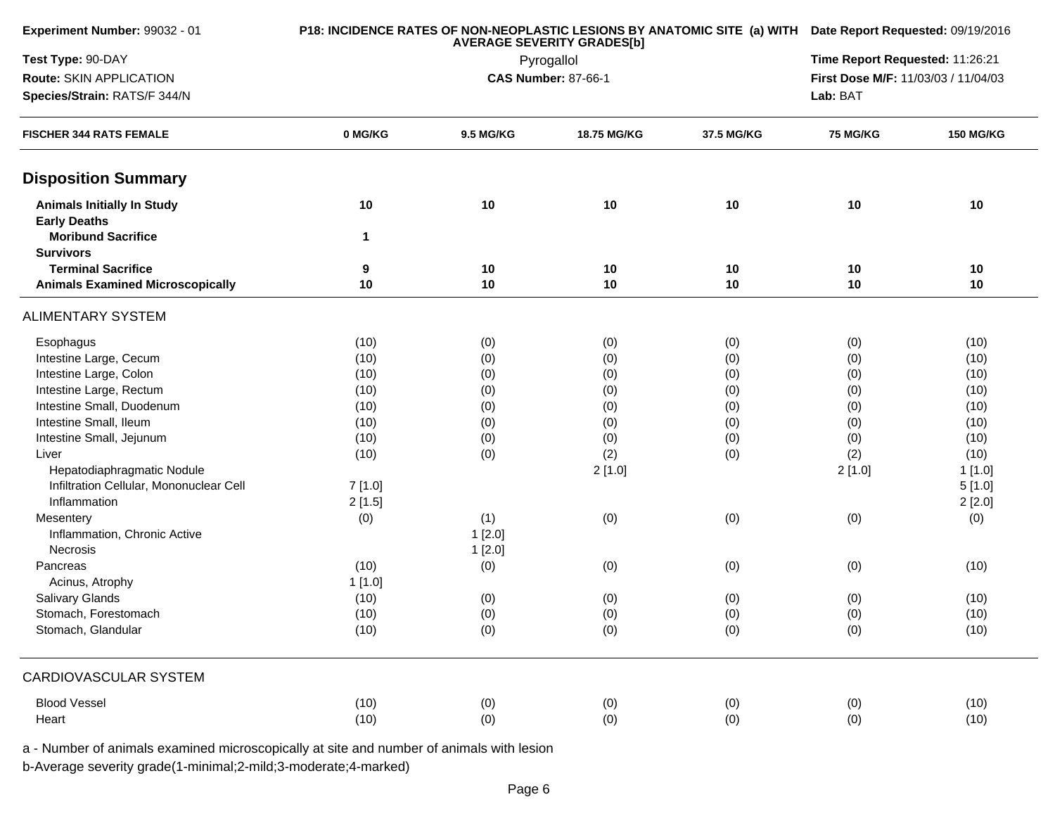| Experiment Number: 99032 - 01 | P18: INCIDENCE RATES OF NON-NEOPLASTIC LESIONS BY ANATOMIC SITE (a) WITH AVERAGE SEVERITY GRADES[b] | Date Report Requested: 09/19/2016 |
|---|---|---|
| Test Type: 90-DAY | Pyrogallol | Time Report Requested: 11:26:21 |
| Route: SKIN APPLICATION | CAS Number: 87-66-1 | First Dose M/F: 11/03/03 / 11/04/03 |
| Species/Strain: RATS/F 344/N | | Lab: BAT |

| FISCHER 344 RATS FEMALE | 0 MG/KG | 9.5 MG/KG | 18.75 MG/KG | 37.5 MG/KG | 75 MG/KG | 150 MG/KG |
|---|---|---|---|---|---|---|
| **Disposition Summary** | | | | | | |
| **Animals Initially In Study** | **10** | **10** | **10** | **10** | **10** | **10** |
| **Early Deaths** | | | | | | |
| **Moribund Sacrifice** | **1** | | | | | |
| **Survivors** | | | | | | |
| **Terminal Sacrifice** | **9** | **10** | **10** | **10** | **10** | **10** |
| **Animals Examined Microscopically** | **10** | **10** | **10** | **10** | **10** | **10** |
| ALIMENTARY SYSTEM | | | | | | |
| Esophagus | (10) | (0) | (0) | (0) | (0) | (10) |
| Intestine Large, Cecum | (10) | (0) | (0) | (0) | (0) | (10) |
| Intestine Large, Colon | (10) | (0) | (0) | (0) | (0) | (10) |
| Intestine Large, Rectum | (10) | (0) | (0) | (0) | (0) | (10) |
| Intestine Small, Duodenum | (10) | (0) | (0) | (0) | (0) | (10) |
| Intestine Small, Ileum | (10) | (0) | (0) | (0) | (0) | (10) |
| Intestine Small, Jejunum | (10) | (0) | (0) | (0) | (0) | (10) |
| Liver | (10) | (0) | (2) | (0) | (2) | (10) |
| Hepatodiaphragmatic Nodule | | | 2 [1.0] | | 2 [1.0] | 1 [1.0] |
| Infiltration Cellular, Mononuclear Cell | 7 [1.0] | | | | | 5 [1.0] |
| Inflammation | 2 [1.5] | | | | | 2 [2.0] |
| Mesentery | (0) | (1) | (0) | (0) | (0) | (0) |
| Inflammation, Chronic Active | | 1 [2.0] | | | | |
| Necrosis | | 1 [2.0] | | | | |
| Pancreas | (10) | (0) | (0) | (0) | (0) | (10) |
| Acinus, Atrophy | 1 [1.0] | | | | | |
| Salivary Glands | (10) | (0) | (0) | (0) | (0) | (10) |
| Stomach, Forestomach | (10) | (0) | (0) | (0) | (0) | (10) |
| Stomach, Glandular | (10) | (0) | (0) | (0) | (0) | (10) |
| CARDIOVASCULAR SYSTEM | | | | | | |
| Blood Vessel | (10) | (0) | (0) | (0) | (0) | (10) |
| Heart | (10) | (0) | (0) | (0) | (0) | (10) |

a - Number of animals examined microscopically at site and number of animals with lesion

b-Average severity grade(1-minimal;2-mild;3-moderate;4-marked)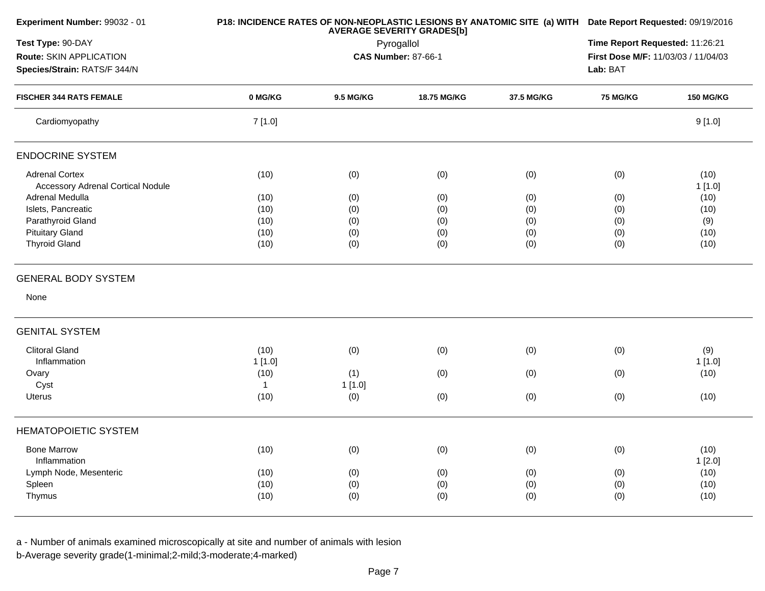**Experiment Number:** 99032 - 01
**Test Type:** 90-DAY
**Route:** SKIN APPLICATION
**Species/Strain:** RATS/F 344/N

**P18: INCIDENCE RATES OF NON-NEOPLASTIC LESIONS BY ANATOMIC SITE (a) WITH AVERAGE SEVERITY GRADES[b]**
Pyrogallol
**CAS Number:** 87-66-1

**Date Report Requested:** 09/19/2016
**Time Report Requested:** 11:26:21
**First Dose M/F:** 11/03/03 / 11/04/03
**Lab:** BAT

| FISCHER 344 RATS FEMALE | 0 MG/KG | 9.5 MG/KG | 18.75 MG/KG | 37.5 MG/KG | 75 MG/KG | 150 MG/KG |
|---|---|---|---|---|---|---|
| Cardiomyopathy | 7 [1.0] | | | | | 9 [1.0] |
| **ENDOCRINE SYSTEM** | | | | | | |
| Adrenal Cortex | (10) | (0) | (0) | (0) | (0) | (10) |
| Accessory Adrenal Cortical Nodule | | | | | | 1 [1.0] |
| Adrenal Medulla | (10) | (0) | (0) | (0) | (0) | (10) |
| Islets, Pancreatic | (10) | (0) | (0) | (0) | (0) | (10) |
| Parathyroid Gland | (10) | (0) | (0) | (0) | (0) | (9) |
| Pituitary Gland | (10) | (0) | (0) | (0) | (0) | (10) |
| Thyroid Gland | (10) | (0) | (0) | (0) | (0) | (10) |
| **GENERAL BODY SYSTEM** | | | | | | |
| None | | | | | | |
| **GENITAL SYSTEM** | | | | | | |
| Clitoral Gland | (10) | (0) | (0) | (0) | (0) | (9) |
| Inflammation | 1 [1.0] | | | | | 1 [1.0] |
| Ovary | (10) | (1) | (0) | (0) | (0) | (10) |
| Cyst | 1 | 1 [1.0] | | | | |
| Uterus | (10) | (0) | (0) | (0) | (0) | (10) |
| **HEMATOPOIETIC SYSTEM** | | | | | | |
| Bone Marrow | (10) | (0) | (0) | (0) | (0) | (10) |
| Inflammation | | | | | | 1 [2.0] |
| Lymph Node, Mesenteric | (10) | (0) | (0) | (0) | (0) | (10) |
| Spleen | (10) | (0) | (0) | (0) | (0) | (10) |
| Thymus | (10) | (0) | (0) | (0) | (0) | (10) |

a - Number of animals examined microscopically at site and number of animals with lesion
b-Average severity grade(1-minimal;2-mild;3-moderate;4-marked)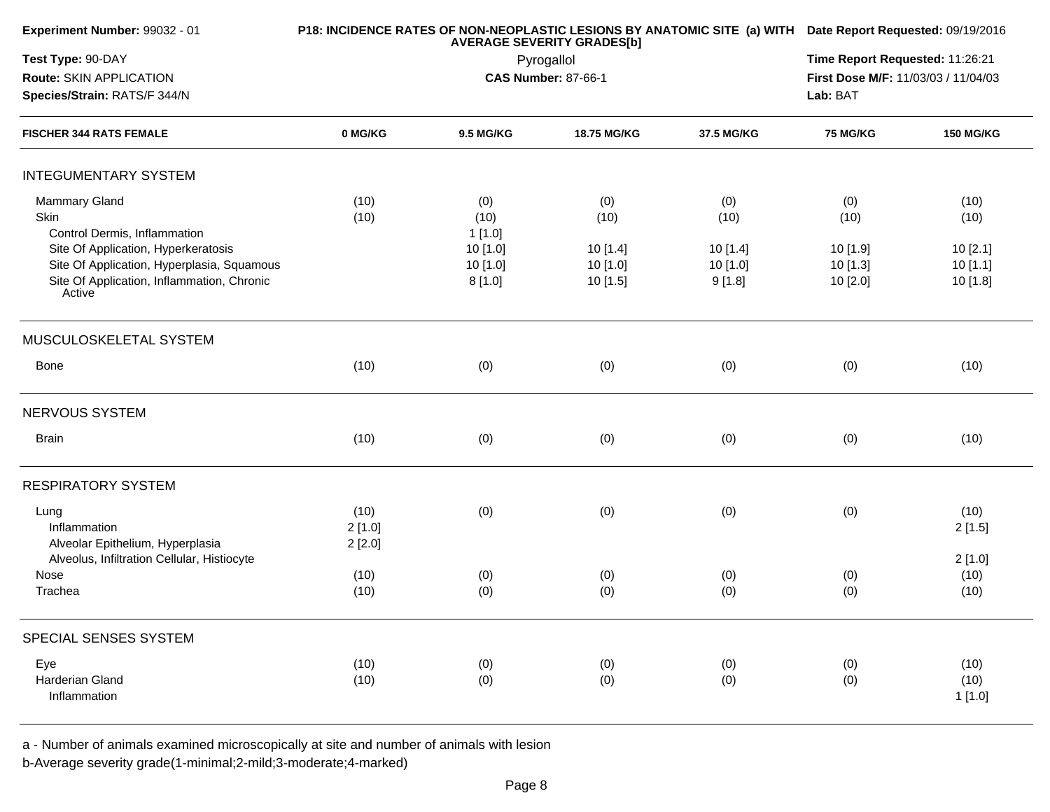**Experiment Number:** 99032 - 01
**Test Type:** 90-DAY
**Route:** SKIN APPLICATION
**Species/Strain:** RATS/F 344/N

**P18: INCIDENCE RATES OF NON-NEOPLASTIC LESIONS BY ANATOMIC SITE (a) WITH AVERAGE SEVERITY GRADES[b]**
Pyrogallol
**CAS Number:** 87-66-1

**Date Report Requested:** 09/19/2016
**Time Report Requested:** 11:26:21
**First Dose M/F:** 11/03/03 / 11/04/03
**Lab:** BAT

| FISCHER 344 RATS FEMALE | 0 MG/KG | 9.5 MG/KG | 18.75 MG/KG | 37.5 MG/KG | 75 MG/KG | 150 MG/KG |
|---|---|---|---|---|---|---|
| **INTEGUMENTARY SYSTEM** | | | | | | |
| Mammary Gland | (10) | (0) | (0) | (0) | (0) | (10) |
| Skin | (10) | (10) | (10) | (10) | (10) | (10) |
| Control Dermis, Inflammation | | 1 [1.0] | | | | |
| Site Of Application, Hyperkeratosis | | 10 [1.0] | 10 [1.4] | 10 [1.4] | 10 [1.9] | 10 [2.1] |
| Site Of Application, Hyperplasia, Squamous | | 10 [1.0] | 10 [1.0] | 10 [1.0] | 10 [1.3] | 10 [1.1] |
| Site Of Application, Inflammation, Chronic Active | | 8 [1.0] | 10 [1.5] | 9 [1.8] | 10 [2.0] | 10 [1.8] |
| **MUSCULOSKELETAL SYSTEM** | | | | | | |
| Bone | (10) | (0) | (0) | (0) | (0) | (10) |
| **NERVOUS SYSTEM** | | | | | | |
| Brain | (10) | (0) | (0) | (0) | (0) | (10) |
| **RESPIRATORY SYSTEM** | | | | | | |
| Lung | (10) | (0) | (0) | (0) | (0) | (10) |
| Inflammation | 2 [1.0] | | | | | 2 [1.5] |
| Alveolar Epithelium, Hyperplasia | 2 [2.0] | | | | | |
| Alveolus, Infiltration Cellular, Histiocyte | | | | | | 2 [1.0] |
| Nose | (10) | (0) | (0) | (0) | (0) | (10) |
| Trachea | (10) | (0) | (0) | (0) | (0) | (10) |
| **SPECIAL SENSES SYSTEM** | | | | | | |
| Eye | (10) | (0) | (0) | (0) | (0) | (10) |
| Harderian Gland | (10) | (0) | (0) | (0) | (0) | (10) |
| Inflammation | | | | | | 1 [1.0] |

a - Number of animals examined microscopically at site and number of animals with lesion
b-Average severity grade(1-minimal;2-mild;3-moderate;4-marked)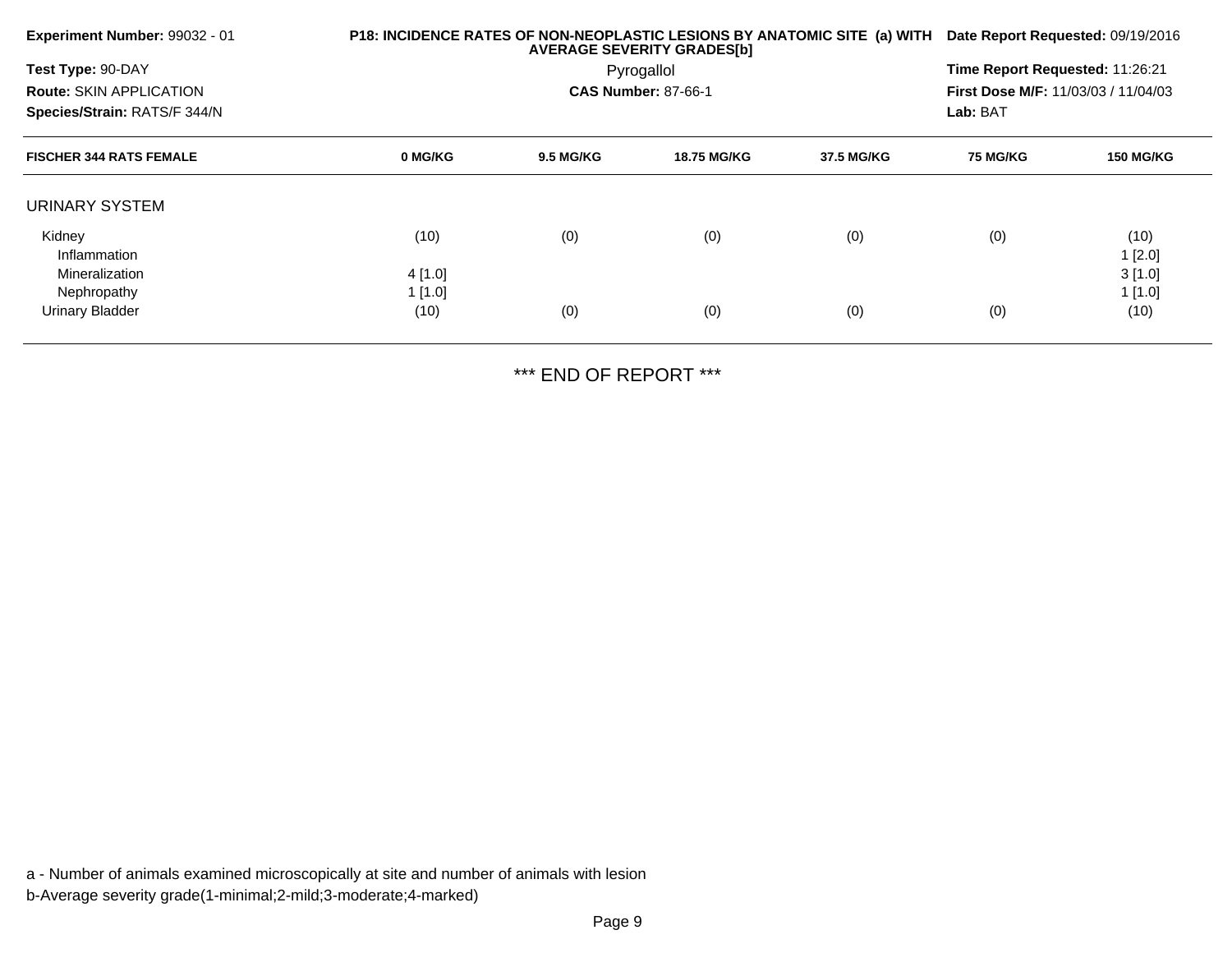**Experiment Number:** 99032 - 01

**Test Type:** 90-DAY

**Route:** SKIN APPLICATION

**Species/Strain:** RATS/F 344/N

**P18: INCIDENCE RATES OF NON-NEOPLASTIC LESIONS BY ANATOMIC SITE (a) WITH AVERAGE SEVERITY GRADES[b]**

Pyrogallol

**CAS Number:** 87-66-1

**Date Report Requested:** 09/19/2016

**Time Report Requested:** 11:26:21

**First Dose M/F:** 11/03/03 / 11/04/03

**Lab:** BAT

| FISCHER 344 RATS FEMALE | 0 MG/KG | 9.5 MG/KG | 18.75 MG/KG | 37.5 MG/KG | 75 MG/KG | 150 MG/KG |
|---|---|---|---|---|---|---|
| URINARY SYSTEM | | | | | | |
| Kidney | (10) | (0) | (0) | (0) | (0) | (10) |
| Inflammation | | | | | | 1 [2.0] |
| Mineralization | 4 [1.0] | | | | | 3 [1.0] |
| Nephropathy | 1 [1.0] | | | | | 1 [1.0] |
| Urinary Bladder | (10) | (0) | (0) | (0) | (0) | (10) |

*** END OF REPORT ***

a - Number of animals examined microscopically at site and number of animals with lesion

b-Average severity grade(1-minimal;2-mild;3-moderate;4-marked)